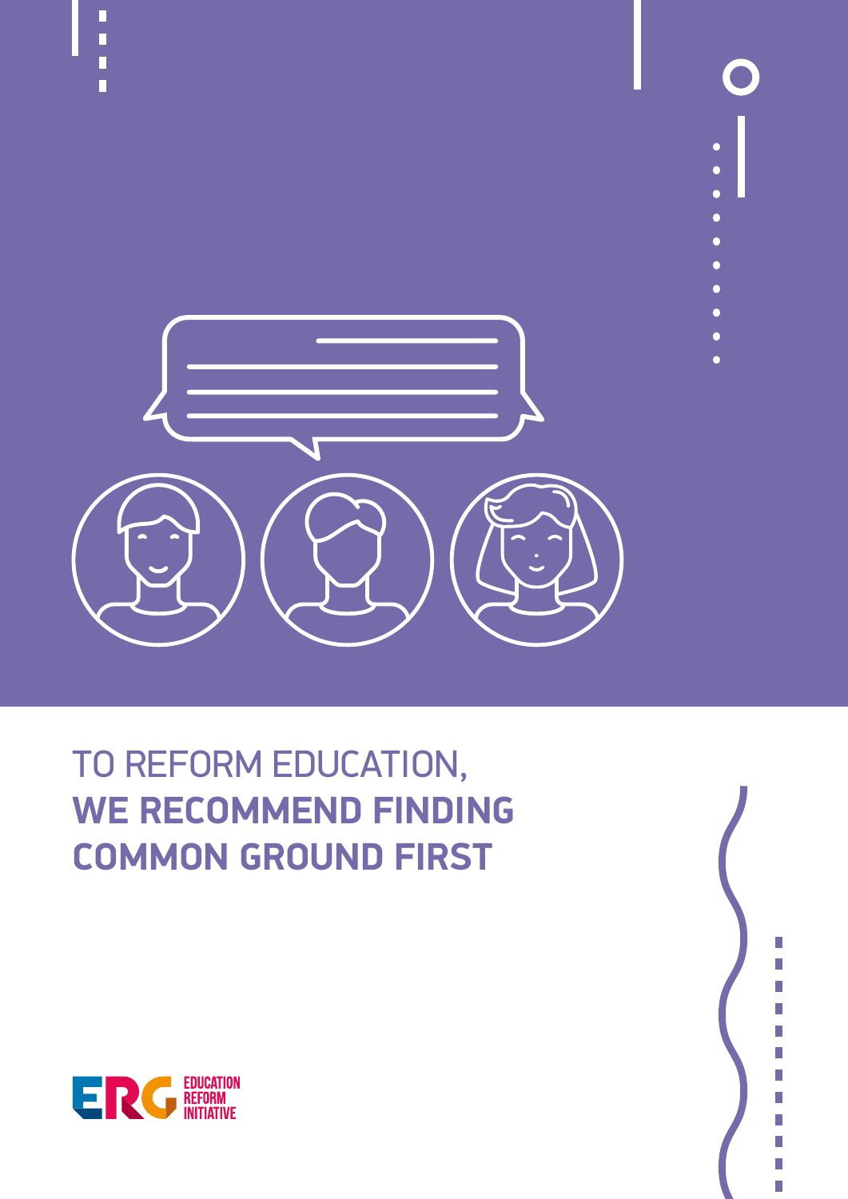# TO REFORM EDUCATION, **WE RECOMMEND FINDING COMMON GROUND FIRST**

ERG EDUCATION REFORM INITIATIVE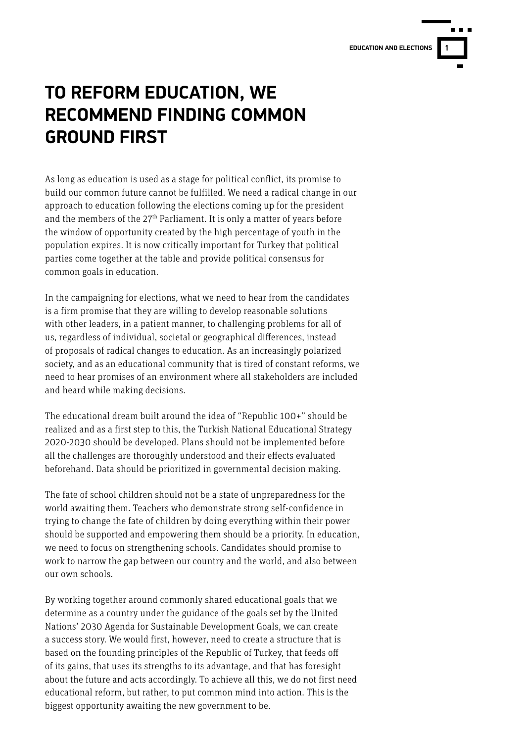# TO REFORM EDUCATION, WE RECOMMEND FINDING COMMON GROUND FIRST

As long as education is used as a stage for political conflict, its promise to build our common future cannot be fulfilled. We need a radical change in our approach to education following the elections coming up for the president and the members of the 27th Parliament. It is only a matter of years before the window of opportunity created by the high percentage of youth in the population expires. It is now critically important for Turkey that political parties come together at the table and provide political consensus for common goals in education.

In the campaigning for elections, what we need to hear from the candidates is a firm promise that they are willing to develop reasonable solutions with other leaders, in a patient manner, to challenging problems for all of us, regardless of individual, societal or geographical differences, instead of proposals of radical changes to education. As an increasingly polarized society, and as an educational community that is tired of constant reforms, we need to hear promises of an environment where all stakeholders are included and heard while making decisions.

The educational dream built around the idea of "Republic 100+" should be realized and as a first step to this, the Turkish National Educational Strategy 2020-2030 should be developed. Plans should not be implemented before all the challenges are thoroughly understood and their effects evaluated beforehand. Data should be prioritized in governmental decision making.

The fate of school children should not be a state of unpreparedness for the world awaiting them. Teachers who demonstrate strong self-confidence in trying to change the fate of children by doing everything within their power should be supported and empowering them should be a priority. In education, we need to focus on strengthening schools. Candidates should promise to work to narrow the gap between our country and the world, and also between our own schools.

By working together around commonly shared educational goals that we determine as a country under the guidance of the goals set by the United Nations' 2030 Agenda for Sustainable Development Goals, we can create a success story. We would first, however, need to create a structure that is based on the founding principles of the Republic of Turkey, that feeds off of its gains, that uses its strengths to its advantage, and that has foresight about the future and acts accordingly. To achieve all this, we do not first need educational reform, but rather, to put common mind into action. This is the biggest opportunity awaiting the new government to be.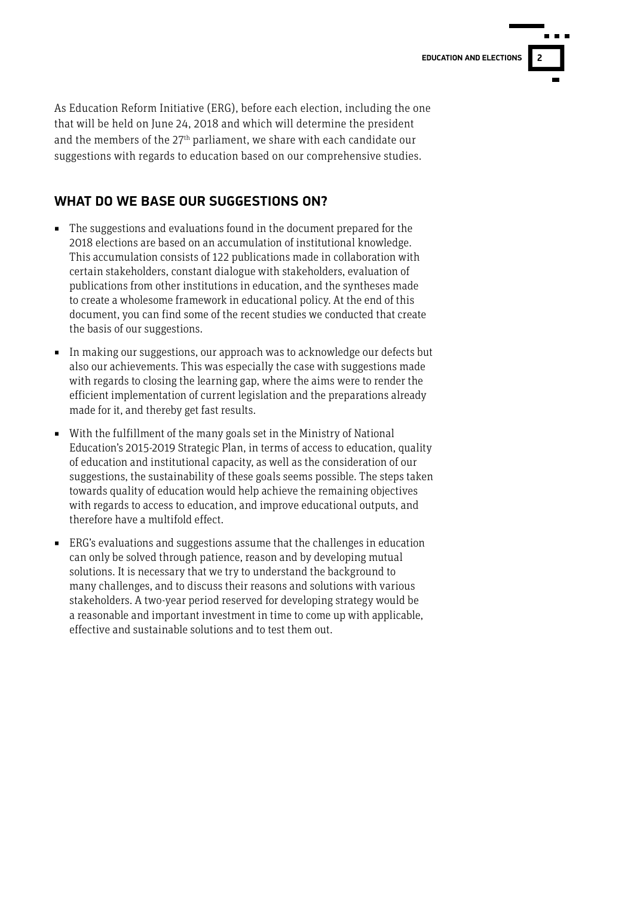As Education Reform Initiative (ERG), before each election, including the one that will be held on June 24, 2018 and which will determine the president and the members of the $27^{th}$ parliament, we share with each candidate our suggestions with regards to education based on our comprehensive studies.

## WHAT DO WE BASE OUR SUGGESTIONS ON?

- The suggestions and evaluations found in the document prepared for the 2018 elections are based on an accumulation of institutional knowledge. This accumulation consists of 122 publications made in collaboration with certain stakeholders, constant dialogue with stakeholders, evaluation of publications from other institutions in education, and the syntheses made to create a wholesome framework in educational policy. At the end of this document, you can find some of the recent studies we conducted that create the basis of our suggestions.
- In making our suggestions, our approach was to acknowledge our defects but also our achievements. This was especially the case with suggestions made with regards to closing the learning gap, where the aims were to render the efficient implementation of current legislation and the preparations already made for it, and thereby get fast results.
- With the fulfillment of the many goals set in the Ministry of National Education's 2015-2019 Strategic Plan, in terms of access to education, quality of education and institutional capacity, as well as the consideration of our suggestions, the sustainability of these goals seems possible. The steps taken towards quality of education would help achieve the remaining objectives with regards to access to education, and improve educational outputs, and therefore have a multifold effect.
- ERG's evaluations and suggestions assume that the challenges in education can only be solved through patience, reason and by developing mutual solutions. It is necessary that we try to understand the background to many challenges, and to discuss their reasons and solutions with various stakeholders. A two-year period reserved for developing strategy would be a reasonable and important investment in time to come up with applicable, effective and sustainable solutions and to test them out.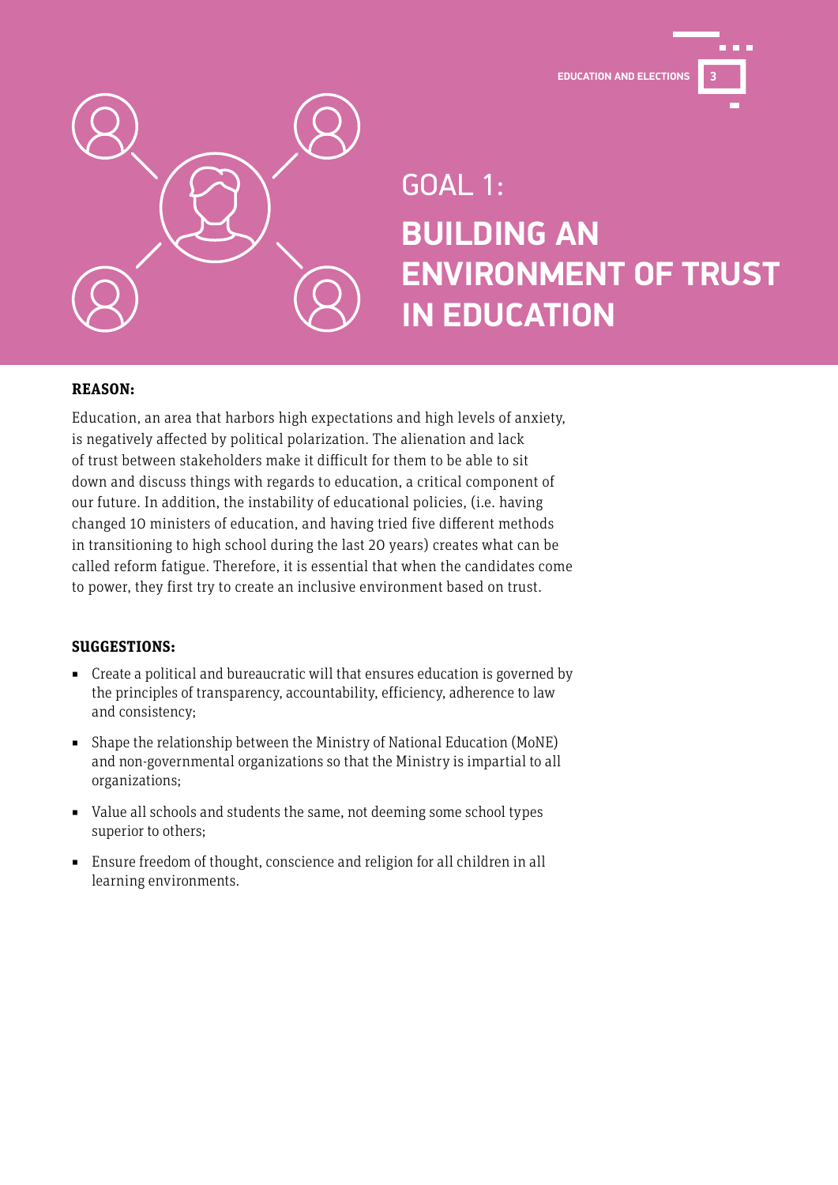# GOAL 1: BUILDING AN ENVIRONMENT OF TRUST IN EDUCATION

**REASON:**

Education, an area that harbors high expectations and high levels of anxiety, is negatively affected by political polarization. The alienation and lack of trust between stakeholders make it difficult for them to be able to sit down and discuss things with regards to education, a critical component of our future. In addition, the instability of educational policies, (i.e. having changed 10 ministers of education, and having tried five different methods in transitioning to high school during the last 20 years) creates what can be called reform fatigue. Therefore, it is essential that when the candidates come to power, they first try to create an inclusive environment based on trust.

**SUGGESTIONS:**

- Create a political and bureaucratic will that ensures education is governed by the principles of transparency, accountability, efficiency, adherence to law and consistency;
- Shape the relationship between the Ministry of National Education (MoNE) and non-governmental organizations so that the Ministry is impartial to all organizations;
- Value all schools and students the same, not deeming some school types superior to others;
- Ensure freedom of thought, conscience and religion for all children in all learning environments.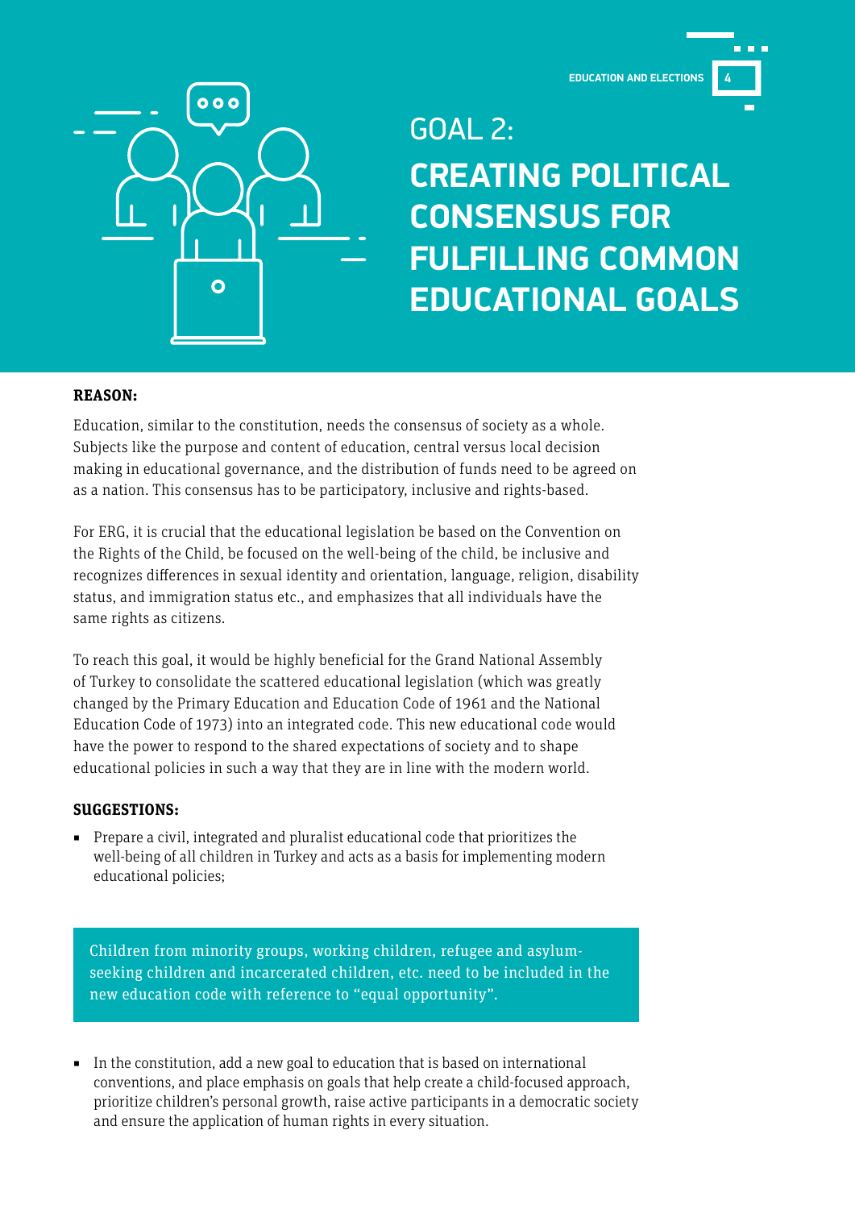# GOAL 2:

# CREATING POLITICAL CONSENSUS FOR FULFILLING COMMON EDUCATIONAL GOALS

**REASON:**

Education, similar to the constitution, needs the consensus of society as a whole. Subjects like the purpose and content of education, central versus local decision making in educational governance, and the distribution of funds need to be agreed on as a nation. This consensus has to be participatory, inclusive and rights-based.

For ERG, it is crucial that the educational legislation be based on the Convention on the Rights of the Child, be focused on the well-being of the child, be inclusive and recognizes differences in sexual identity and orientation, language, religion, disability status, and immigration status etc., and emphasizes that all individuals have the same rights as citizens.

To reach this goal, it would be highly beneficial for the Grand National Assembly of Turkey to consolidate the scattered educational legislation (which was greatly changed by the Primary Education and Education Code of 1961 and the National Education Code of 1973) into an integrated code. This new educational code would have the power to respond to the shared expectations of society and to shape educational policies in such a way that they are in line with the modern world.

**SUGGESTIONS:**

- Prepare a civil, integrated and pluralist educational code that prioritizes the well-being of all children in Turkey and acts as a basis for implementing modern educational policies;

Children from minority groups, working children, refugee and asylum-seeking children and incarcerated children, etc. need to be included in the new education code with reference to "equal opportunity".

- In the constitution, add a new goal to education that is based on international conventions, and place emphasis on goals that help create a child-focused approach, prioritize children's personal growth, raise active participants in a democratic society and ensure the application of human rights in every situation.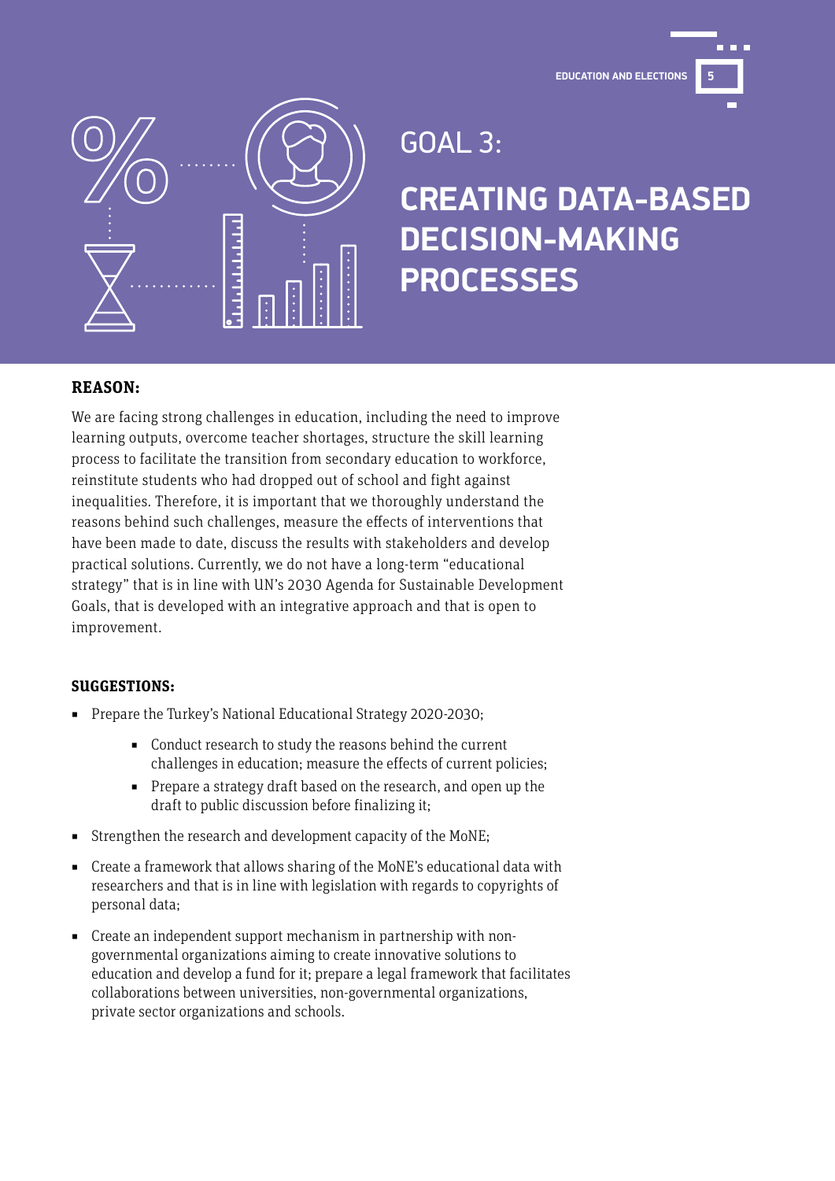# GOAL 3:

# CREATING DATA-BASED DECISION-MAKING PROCESSES

**REASON:**

We are facing strong challenges in education, including the need to improve learning outputs, overcome teacher shortages, structure the skill learning process to facilitate the transition from secondary education to workforce, reinstitute students who had dropped out of school and fight against inequalities. Therefore, it is important that we thoroughly understand the reasons behind such challenges, measure the effects of interventions that have been made to date, discuss the results with stakeholders and develop practical solutions. Currently, we do not have a long-term "educational strategy" that is in line with UN's 2030 Agenda for Sustainable Development Goals, that is developed with an integrative approach and that is open to improvement.

**SUGGESTIONS:**

- Prepare the Turkey's National Educational Strategy 2020-2030;
    - Conduct research to study the reasons behind the current challenges in education; measure the effects of current policies;
    - Prepare a strategy draft based on the research, and open up the draft to public discussion before finalizing it;
- Strengthen the research and development capacity of the MoNE;
- Create a framework that allows sharing of the MoNE's educational data with researchers and that is in line with legislation with regards to copyrights of personal data;
- Create an independent support mechanism in partnership with non-governmental organizations aiming to create innovative solutions to education and develop a fund for it; prepare a legal framework that facilitates collaborations between universities, non-governmental organizations, private sector organizations and schools.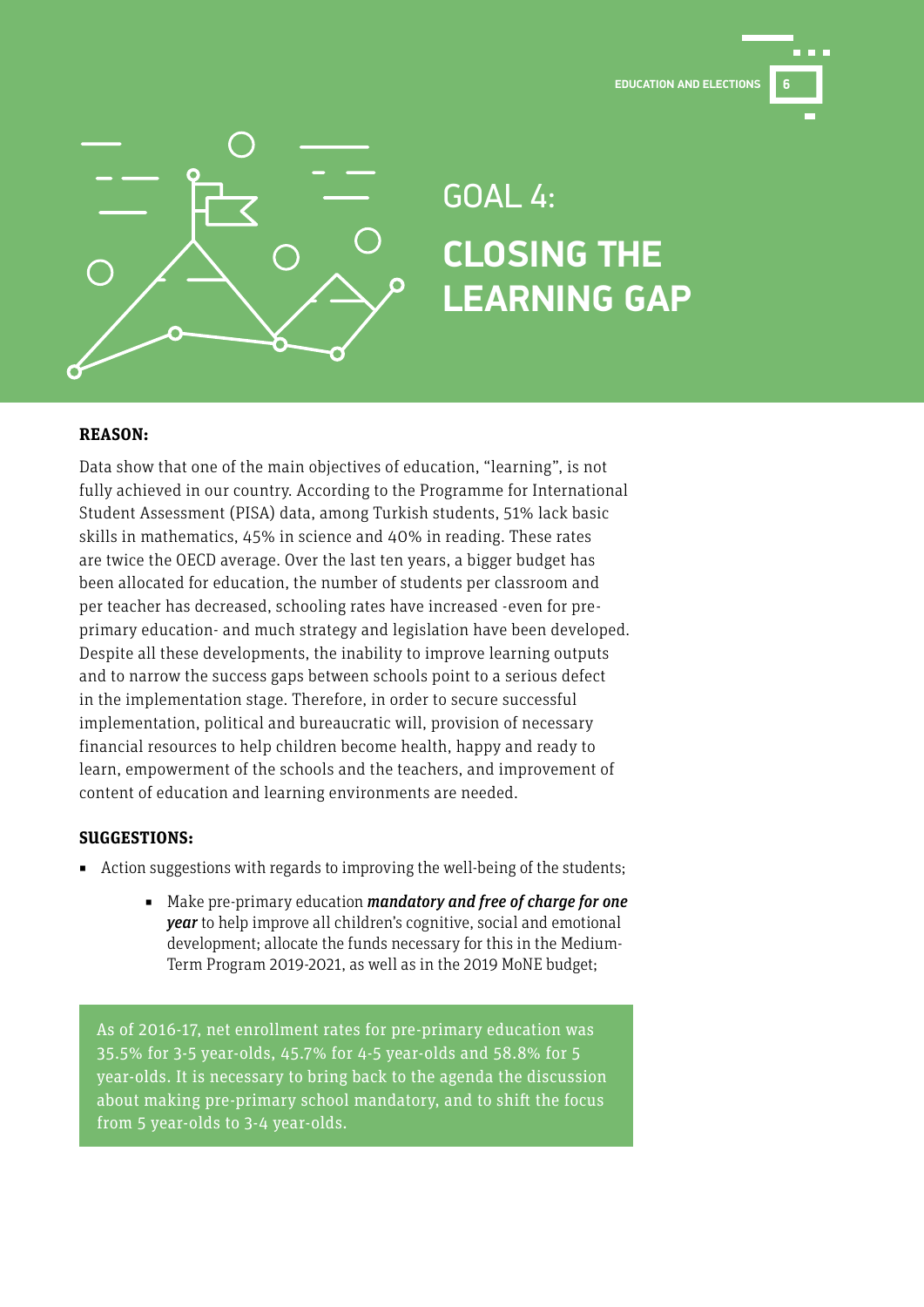# GOAL 4:

# CLOSING THE LEARNING GAP

**REASON:**

Data show that one of the main objectives of education, "learning", is not fully achieved in our country. According to the Programme for International Student Assessment (PISA) data, among Turkish students, 51% lack basic skills in mathematics, 45% in science and 40% in reading. These rates are twice the OECD average. Over the last ten years, a bigger budget has been allocated for education, the number of students per classroom and per teacher has decreased, schooling rates have increased -even for pre-primary education- and much strategy and legislation have been developed. Despite all these developments, the inability to improve learning outputs and to narrow the success gaps between schools point to a serious defect in the implementation stage. Therefore, in order to secure successful implementation, political and bureaucratic will, provision of necessary financial resources to help children become health, happy and ready to learn, empowerment of the schools and the teachers, and improvement of content of education and learning environments are needed.

**SUGGESTIONS:**

- Action suggestions with regards to improving the well-being of the students;
  - Make pre-primary education ***mandatory and free of charge for one year*** to help improve all children's cognitive, social and emotional development; allocate the funds necessary for this in the Medium-Term Program 2019-2021, as well as in the 2019 MoNE budget;

As of 2016-17, net enrollment rates for pre-primary education was 35.5% for 3-5 year-olds, 45.7% for 4-5 year-olds and 58.8% for 5 year-olds. It is necessary to bring back to the agenda the discussion about making pre-primary school mandatory, and to shift the focus from 5 year-olds to 3-4 year-olds.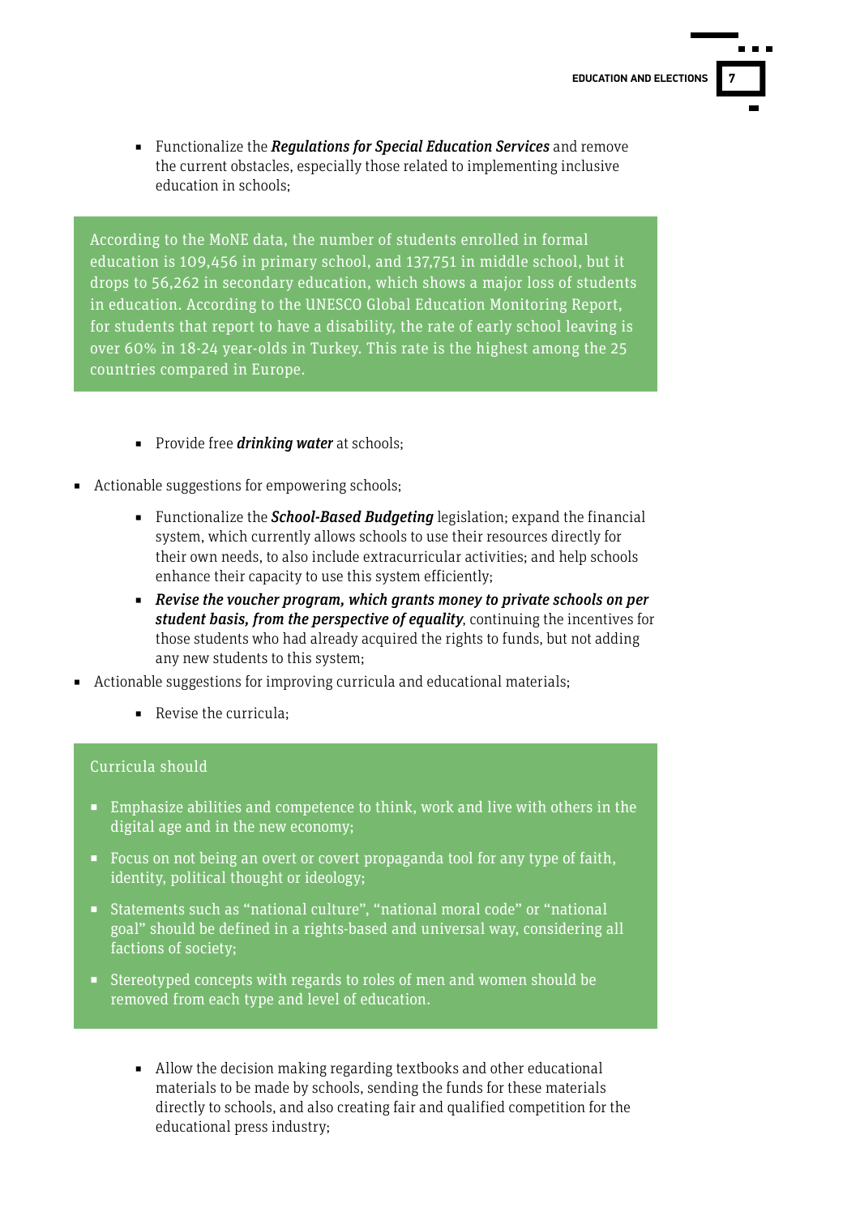- Functionalize the ***Regulations for Special Education Services*** and remove the current obstacles, especially those related to implementing inclusive education in schools;

> According to the MoNE data, the number of students enrolled in formal education is 109,456 in primary school, and 137,751 in middle school, but it drops to 56,262 in secondary education, which shows a major loss of students in education. According to the UNESCO Global Education Monitoring Report, for students that report to have a disability, the rate of early school leaving is over 60% in 18-24 year-olds in Turkey. This rate is the highest among the 25 countries compared in Europe.

- Provide free ***drinking water*** at schools;

- Actionable suggestions for empowering schools;
  - Functionalize the ***School-Based Budgeting*** legislation; expand the financial system, which currently allows schools to use their resources directly for their own needs, to also include extracurricular activities; and help schools enhance their capacity to use this system efficiently;
  - ***Revise the voucher program, which grants money to private schools on per student basis, from the perspective of equality***, continuing the incentives for those students who had already acquired the rights to funds, but not adding any new students to this system;
- Actionable suggestions for improving curricula and educational materials;
  - Revise the curricula;

> Curricula should
>
> - Emphasize abilities and competence to think, work and live with others in the digital age and in the new economy;
> - Focus on not being an overt or covert propaganda tool for any type of faith, identity, political thought or ideology;
> - Statements such as "national culture", "national moral code" or "national goal" should be defined in a rights-based and universal way, considering all factions of society;
> - Stereotyped concepts with regards to roles of men and women should be removed from each type and level of education.

- Allow the decision making regarding textbooks and other educational materials to be made by schools, sending the funds for these materials directly to schools, and also creating fair and qualified competition for the educational press industry;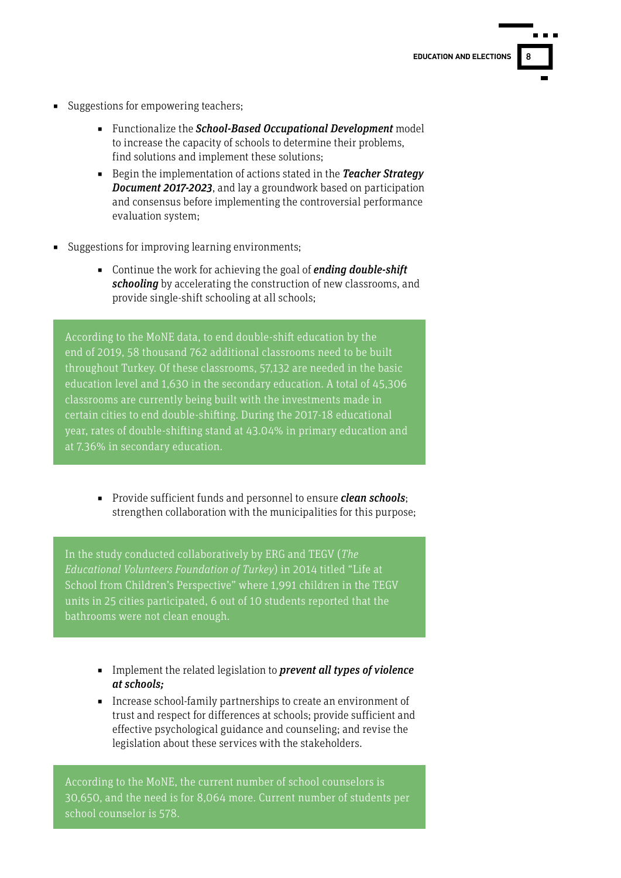- Suggestions for empowering teachers;
    - Functionalize the ***School-Based Occupational Development*** model to increase the capacity of schools to determine their problems, find solutions and implement these solutions;
    - Begin the implementation of actions stated in the ***Teacher Strategy Document 2017-2023***, and lay a groundwork based on participation and consensus before implementing the controversial performance evaluation system;

- Suggestions for improving learning environments;
    - Continue the work for achieving the goal of ***ending double-shift schooling*** by accelerating the construction of new classrooms, and provide single-shift schooling at all schools;

According to the MoNE data, to end double-shift education by the end of 2019, 58 thousand 762 additional classrooms need to be built throughout Turkey. Of these classrooms, 57,132 are needed in the basic education level and 1,630 in the secondary education. A total of 45,306 classrooms are currently being built with the investments made in certain cities to end double-shifting. During the 2017-18 educational year, rates of double-shifting stand at 43.04% in primary education and at 7.36% in secondary education.

    - Provide sufficient funds and personnel to ensure ***clean schools***; strengthen collaboration with the municipalities for this purpose;

In the study conducted collaboratively by ERG and TEGV (*The Educational Volunteers Foundation of Turkey*) in 2014 titled "Life at School from Children's Perspective" where 1,991 children in the TEGV units in 25 cities participated, 6 out of 10 students reported that the bathrooms were not clean enough.

    - Implement the related legislation to ***prevent all types of violence at schools;***
    - Increase school-family partnerships to create an environment of trust and respect for differences at schools; provide sufficient and effective psychological guidance and counseling; and revise the legislation about these services with the stakeholders.

According to the MoNE, the current number of school counselors is 30,650, and the need is for 8,064 more. Current number of students per school counselor is 578.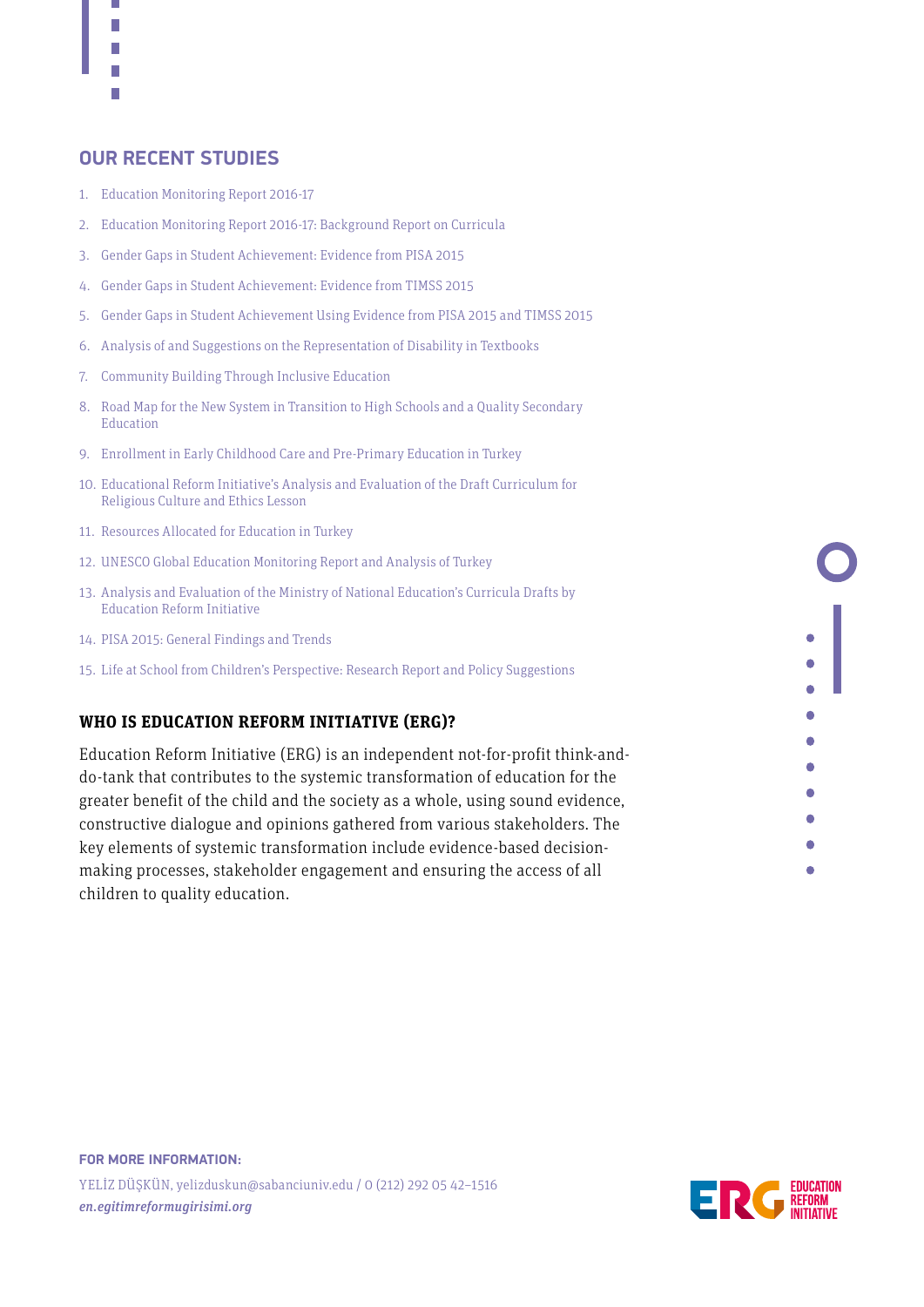## OUR RECENT STUDIES

1. Education Monitoring Report 2016-17
2. Education Monitoring Report 2016-17: Background Report on Curricula
3. Gender Gaps in Student Achievement: Evidence from PISA 2015
4. Gender Gaps in Student Achievement: Evidence from TIMSS 2015
5. Gender Gaps in Student Achievement Using Evidence from PISA 2015 and TIMSS 2015
6. Analysis of and Suggestions on the Representation of Disability in Textbooks
7. Community Building Through Inclusive Education
8. Road Map for the New System in Transition to High Schools and a Quality Secondary Education
9. Enrollment in Early Childhood Care and Pre-Primary Education in Turkey
10. Educational Reform Initiative's Analysis and Evaluation of the Draft Curriculum for Religious Culture and Ethics Lesson
11. Resources Allocated for Education in Turkey
12. UNESCO Global Education Monitoring Report and Analysis of Turkey
13. Analysis and Evaluation of the Ministry of National Education's Curricula Drafts by Education Reform Initiative
14. PISA 2015: General Findings and Trends
15. Life at School from Children's Perspective: Research Report and Policy Suggestions

### WHO IS EDUCATION REFORM INITIATIVE (ERG)?

Education Reform Initiative (ERG) is an independent not-for-profit think-and-do-tank that contributes to the systemic transformation of education for the greater benefit of the child and the society as a whole, using sound evidence, constructive dialogue and opinions gathered from various stakeholders. The key elements of systemic transformation include evidence-based decision-making processes, stakeholder engagement and ensuring the access of all children to quality education.

**FOR MORE INFORMATION:**

YELİZ DÜŞKÜN, yelizduskun@sabanciuniv.edu / 0 (212) 292 05 42–1516
***en.egitimreformugirisimi.org***

ERG EDUCATION REFORM INITIATIVE